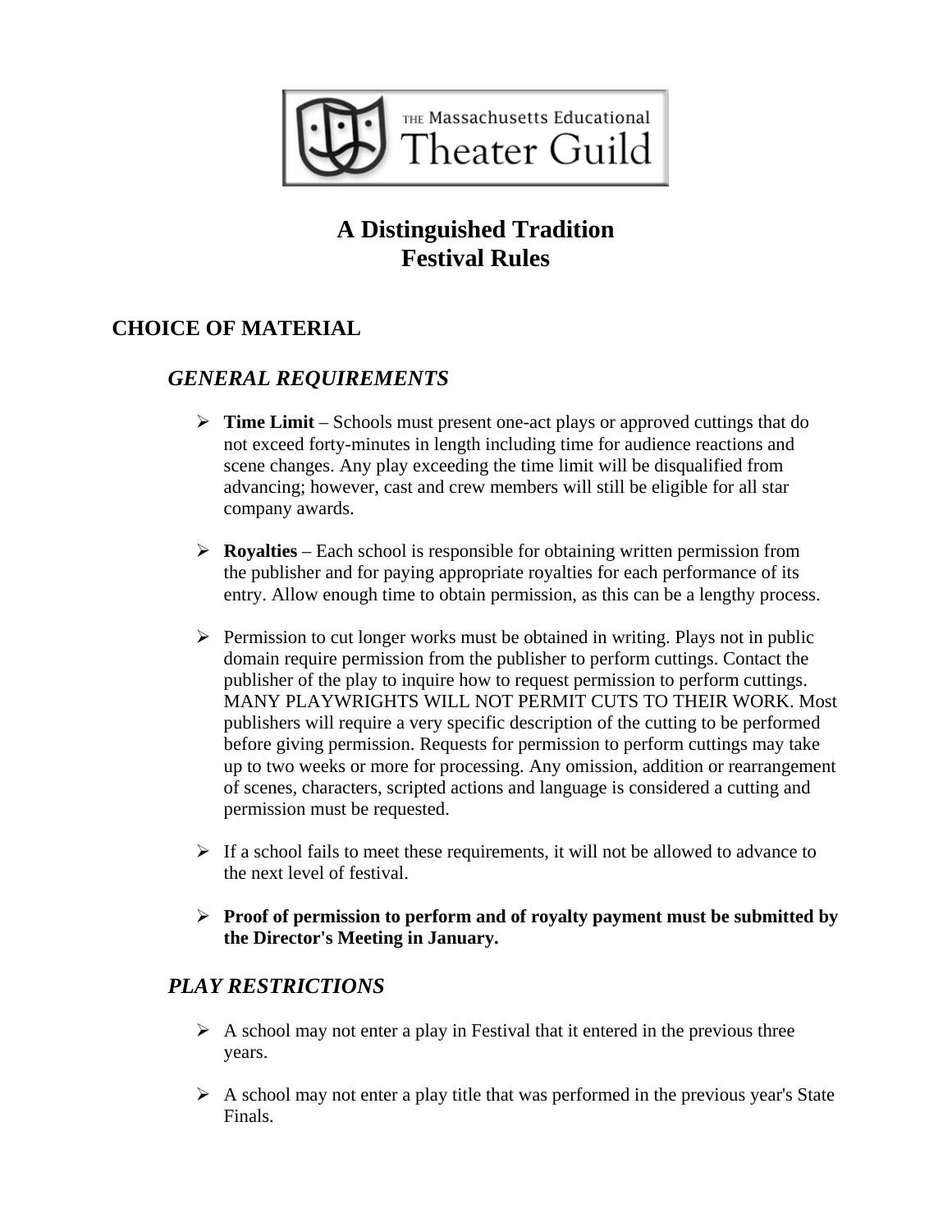THE Massachusetts Educational Theater Guild

# A Distinguished Tradition
# Festival Rules

## CHOICE OF MATERIAL

### *GENERAL REQUIREMENTS*

- **Time Limit** – Schools must present one-act plays or approved cuttings that do not exceed forty-minutes in length including time for audience reactions and scene changes. Any play exceeding the time limit will be disqualified from advancing; however, cast and crew members will still be eligible for all star company awards.

- **Royalties** – Each school is responsible for obtaining written permission from the publisher and for paying appropriate royalties for each performance of its entry. Allow enough time to obtain permission, as this can be a lengthy process.

- Permission to cut longer works must be obtained in writing. Plays not in public domain require permission from the publisher to perform cuttings. Contact the publisher of the play to inquire how to request permission to perform cuttings. MANY PLAYWRIGHTS WILL NOT PERMIT CUTS TO THEIR WORK. Most publishers will require a very specific description of the cutting to be performed before giving permission. Requests for permission to perform cuttings may take up to two weeks or more for processing. Any omission, addition or rearrangement of scenes, characters, scripted actions and language is considered a cutting and permission must be requested.

- If a school fails to meet these requirements, it will not be allowed to advance to the next level of festival.

- **Proof of permission to perform and of royalty payment must be submitted by the Director's Meeting in January.**

### *PLAY RESTRICTIONS*

- A school may not enter a play in Festival that it entered in the previous three years.

- A school may not enter a play title that was performed in the previous year's State Finals.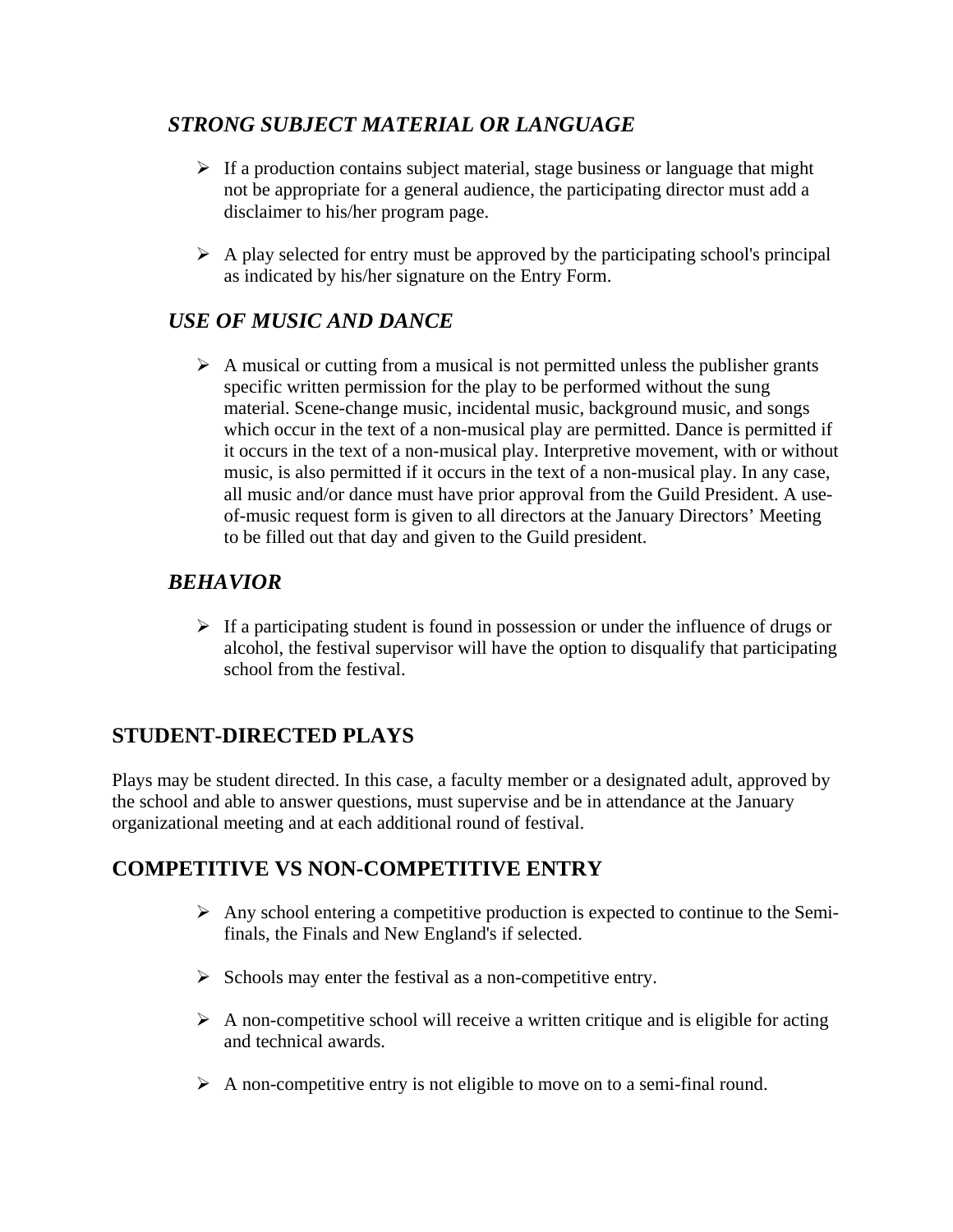### *STRONG SUBJECT MATERIAL OR LANGUAGE*

- If a production contains subject material, stage business or language that might not be appropriate for a general audience, the participating director must add a disclaimer to his/her program page.
- A play selected for entry must be approved by the participating school's principal as indicated by his/her signature on the Entry Form.

### *USE OF MUSIC AND DANCE*

- A musical or cutting from a musical is not permitted unless the publisher grants specific written permission for the play to be performed without the sung material. Scene-change music, incidental music, background music, and songs which occur in the text of a non-musical play are permitted. Dance is permitted if it occurs in the text of a non-musical play. Interpretive movement, with or without music, is also permitted if it occurs in the text of a non-musical play. In any case, all music and/or dance must have prior approval from the Guild President. A use-of-music request form is given to all directors at the January Directors' Meeting to be filled out that day and given to the Guild president.

### *BEHAVIOR*

- If a participating student is found in possession or under the influence of drugs or alcohol, the festival supervisor will have the option to disqualify that participating school from the festival.

## STUDENT-DIRECTED PLAYS

Plays may be student directed. In this case, a faculty member or a designated adult, approved by the school and able to answer questions, must supervise and be in attendance at the January organizational meeting and at each additional round of festival.

## COMPETITIVE VS NON-COMPETITIVE ENTRY

- Any school entering a competitive production is expected to continue to the Semi-finals, the Finals and New England's if selected.
- Schools may enter the festival as a non-competitive entry.
- A non-competitive school will receive a written critique and is eligible for acting and technical awards.
- A non-competitive entry is not eligible to move on to a semi-final round.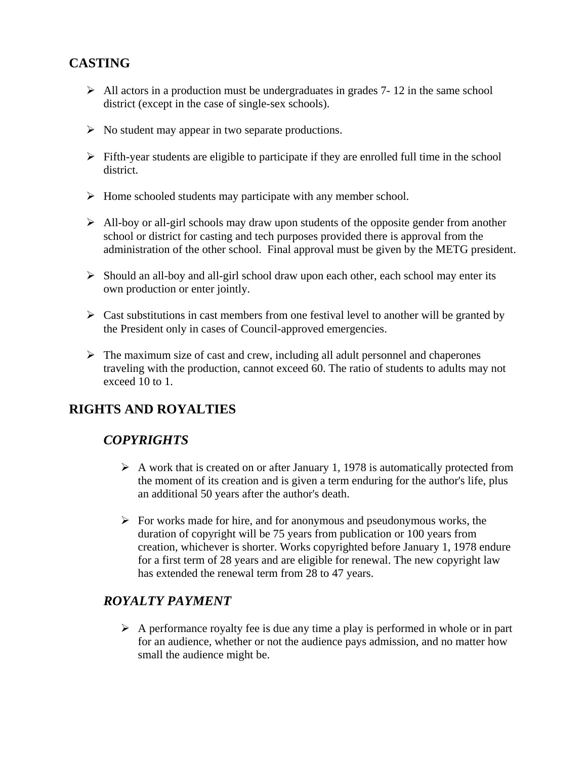## CASTING

- All actors in a production must be undergraduates in grades 7- 12 in the same school district (except in the case of single-sex schools).
- No student may appear in two separate productions.
- Fifth-year students are eligible to participate if they are enrolled full time in the school district.
- Home schooled students may participate with any member school.
- All-boy or all-girl schools may draw upon students of the opposite gender from another school or district for casting and tech purposes provided there is approval from the administration of the other school. Final approval must be given by the METG president.
- Should an all-boy and all-girl school draw upon each other, each school may enter its own production or enter jointly.
- Cast substitutions in cast members from one festival level to another will be granted by the President only in cases of Council-approved emergencies.
- The maximum size of cast and crew, including all adult personnel and chaperones traveling with the production, cannot exceed 60. The ratio of students to adults may not exceed 10 to 1.

## RIGHTS AND ROYALTIES

### *COPYRIGHTS*

- A work that is created on or after January 1, 1978 is automatically protected from the moment of its creation and is given a term enduring for the author's life, plus an additional 50 years after the author's death.
- For works made for hire, and for anonymous and pseudonymous works, the duration of copyright will be 75 years from publication or 100 years from creation, whichever is shorter. Works copyrighted before January 1, 1978 endure for a first term of 28 years and are eligible for renewal. The new copyright law has extended the renewal term from 28 to 47 years.

### *ROYALTY PAYMENT*

- A performance royalty fee is due any time a play is performed in whole or in part for an audience, whether or not the audience pays admission, and no matter how small the audience might be.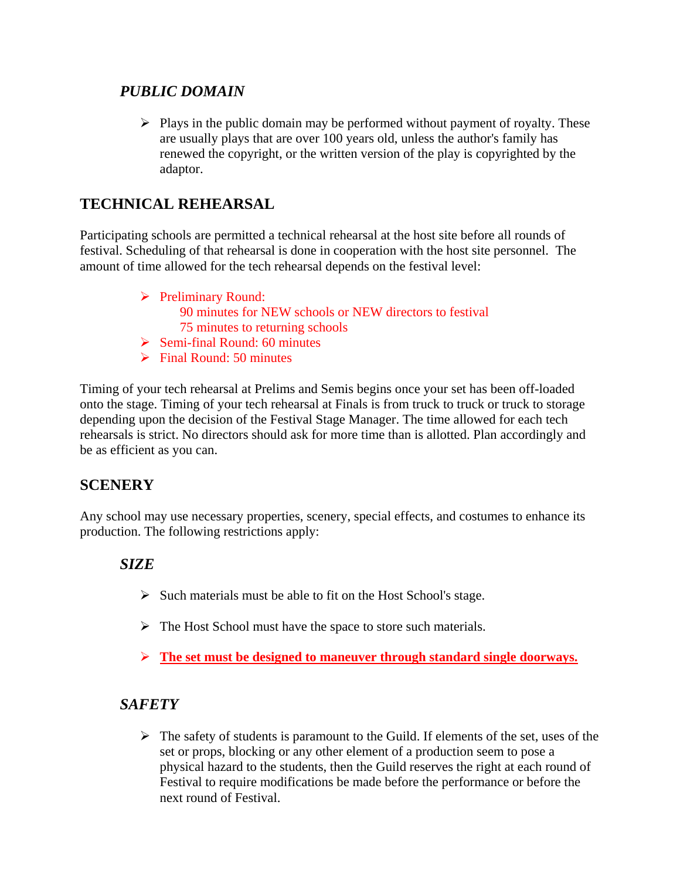### *PUBLIC DOMAIN*

- Plays in the public domain may be performed without payment of royalty. These are usually plays that are over 100 years old, unless the author's family has renewed the copyright, or the written version of the play is copyrighted by the adaptor.

## TECHNICAL REHEARSAL

Participating schools are permitted a technical rehearsal at the host site before all rounds of festival. Scheduling of that rehearsal is done in cooperation with the host site personnel. The amount of time allowed for the tech rehearsal depends on the festival level:

- Preliminary Round:
  90 minutes for NEW schools or NEW directors to festival
  75 minutes to returning schools
- Semi-final Round: 60 minutes
- Final Round: 50 minutes

Timing of your tech rehearsal at Prelims and Semis begins once your set has been off-loaded onto the stage. Timing of your tech rehearsal at Finals is from truck to truck or truck to storage depending upon the decision of the Festival Stage Manager. The time allowed for each tech rehearsals is strict. No directors should ask for more time than is allotted. Plan accordingly and be as efficient as you can.

## SCENERY

Any school may use necessary properties, scenery, special effects, and costumes to enhance its production. The following restrictions apply:

### *SIZE*

- Such materials must be able to fit on the Host School's stage.
- The Host School must have the space to store such materials.
- **The set must be designed to maneuver through standard single doorways.**

### *SAFETY*

- The safety of students is paramount to the Guild. If elements of the set, uses of the set or props, blocking or any other element of a production seem to pose a physical hazard to the students, then the Guild reserves the right at each round of Festival to require modifications be made before the performance or before the next round of Festival.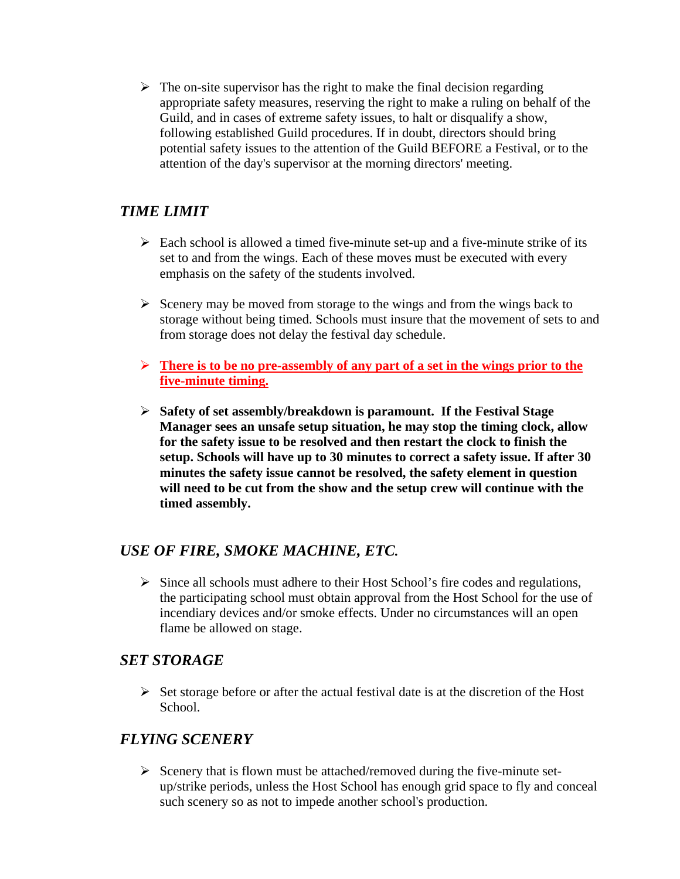- The on-site supervisor has the right to make the final decision regarding appropriate safety measures, reserving the right to make a ruling on behalf of the Guild, and in cases of extreme safety issues, to halt or disqualify a show, following established Guild procedures. If in doubt, directors should bring potential safety issues to the attention of the Guild BEFORE a Festival, or to the attention of the day's supervisor at the morning directors' meeting.

## *TIME LIMIT*

- Each school is allowed a timed five-minute set-up and a five-minute strike of its set to and from the wings. Each of these moves must be executed with every emphasis on the safety of the students involved.

- Scenery may be moved from storage to the wings and from the wings back to storage without being timed. Schools must insure that the movement of sets to and from storage does not delay the festival day schedule.

- <u>**There is to be no pre-assembly of any part of a set in the wings prior to the five-minute timing.**</u>

- **Safety of set assembly/breakdown is paramount. If the Festival Stage Manager sees an unsafe setup situation, he may stop the timing clock, allow for the safety issue to be resolved and then restart the clock to finish the setup. Schools will have up to 30 minutes to correct a safety issue. If after 30 minutes the safety issue cannot be resolved, the safety element in question will need to be cut from the show and the setup crew will continue with the timed assembly.**

## *USE OF FIRE, SMOKE MACHINE, ETC.*

- Since all schools must adhere to their Host School's fire codes and regulations, the participating school must obtain approval from the Host School for the use of incendiary devices and/or smoke effects. Under no circumstances will an open flame be allowed on stage.

## *SET STORAGE*

- Set storage before or after the actual festival date is at the discretion of the Host School.

## *FLYING SCENERY*

- Scenery that is flown must be attached/removed during the five-minute set-up/strike periods, unless the Host School has enough grid space to fly and conceal such scenery so as not to impede another school's production.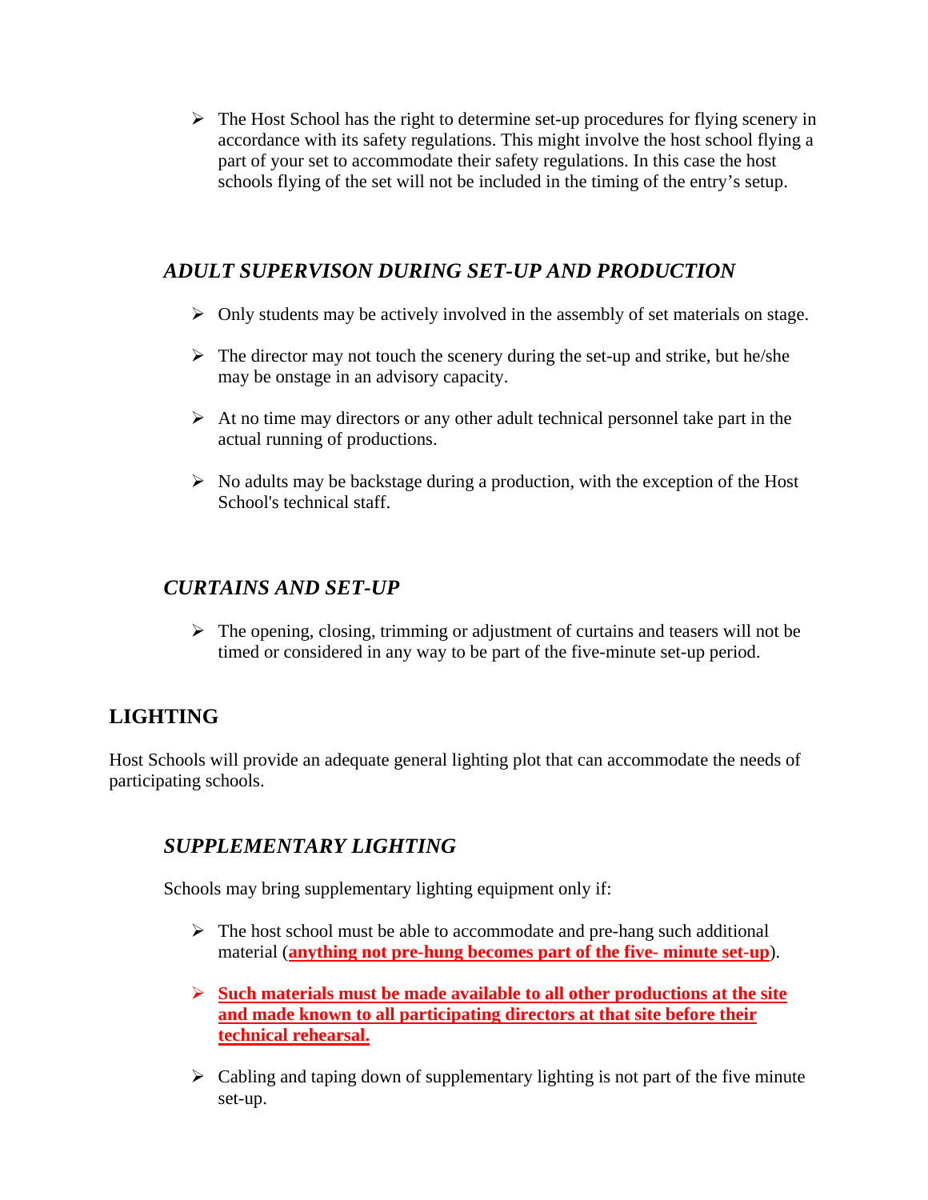- The Host School has the right to determine set-up procedures for flying scenery in accordance with its safety regulations. This might involve the host school flying a part of your set to accommodate their safety regulations. In this case the host schools flying of the set will not be included in the timing of the entry's setup.

### *ADULT SUPERVISON DURING SET-UP AND PRODUCTION*

- Only students may be actively involved in the assembly of set materials on stage.
- The director may not touch the scenery during the set-up and strike, but he/she may be onstage in an advisory capacity.
- At no time may directors or any other adult technical personnel take part in the actual running of productions.
- No adults may be backstage during a production, with the exception of the Host School's technical staff.

### *CURTAINS AND SET-UP*

- The opening, closing, trimming or adjustment of curtains and teasers will not be timed or considered in any way to be part of the five-minute set-up period.

## LIGHTING

Host Schools will provide an adequate general lighting plot that can accommodate the needs of participating schools.

### *SUPPLEMENTARY LIGHTING*

Schools may bring supplementary lighting equipment only if:

- The host school must be able to accommodate and pre-hang such additional material (**anything not pre-hung becomes part of the five- minute set-up**).
- **Such materials must be made available to all other productions at the site and made known to all participating directors at that site before their technical rehearsal.**
- Cabling and taping down of supplementary lighting is not part of the five minute set-up.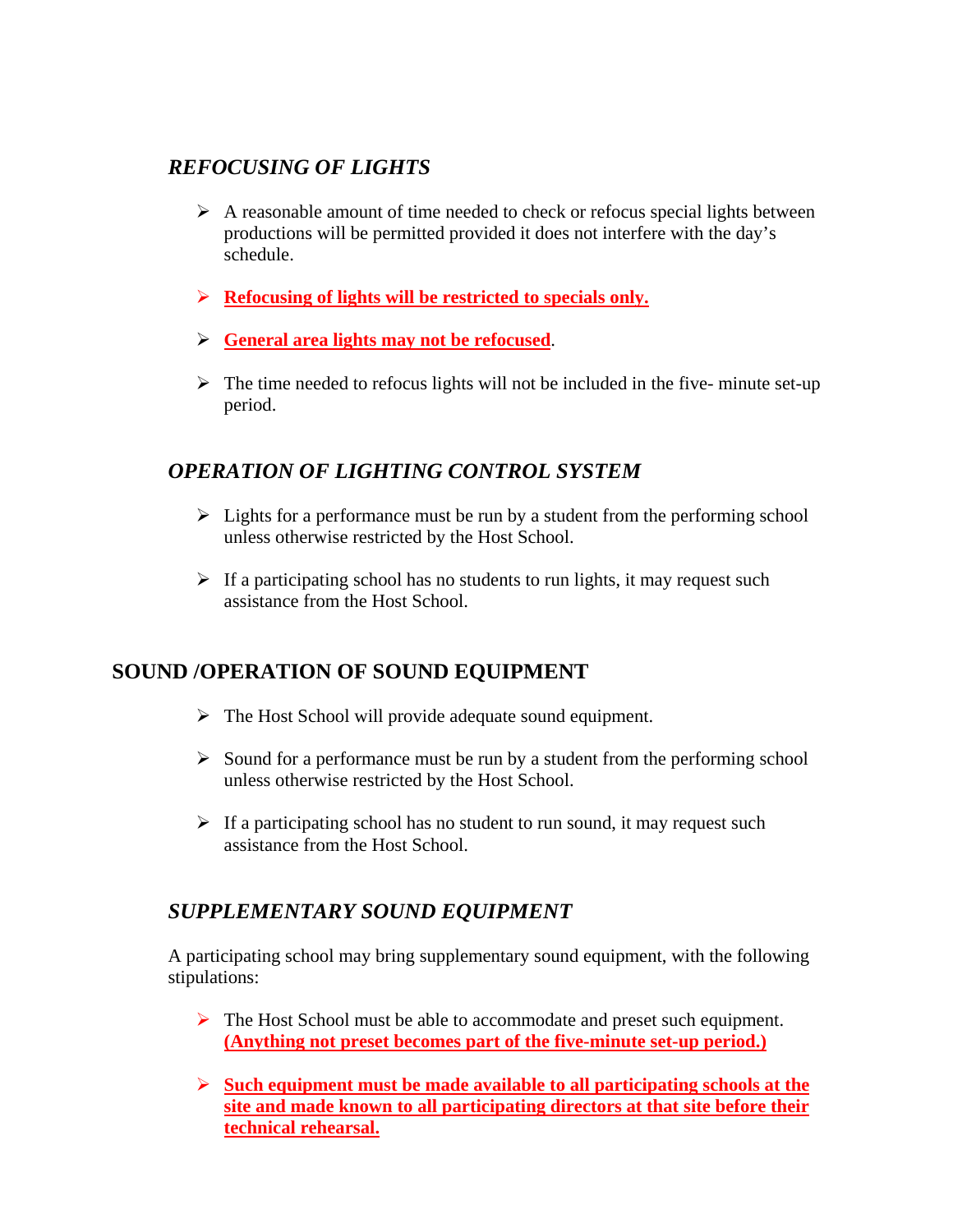### *REFOCUSING OF LIGHTS*

- A reasonable amount of time needed to check or refocus special lights between productions will be permitted provided it does not interfere with the day's schedule.
- **<u>Refocusing of lights will be restricted to specials only.</u>**
- **<u>General area lights may not be refocused</u>**.
- The time needed to refocus lights will not be included in the five- minute set-up period.

### *OPERATION OF LIGHTING CONTROL SYSTEM*

- Lights for a performance must be run by a student from the performing school unless otherwise restricted by the Host School.
- If a participating school has no students to run lights, it may request such assistance from the Host School.

## SOUND /OPERATION OF SOUND EQUIPMENT

- The Host School will provide adequate sound equipment.
- Sound for a performance must be run by a student from the performing school unless otherwise restricted by the Host School.
- If a participating school has no student to run sound, it may request such assistance from the Host School.

### *SUPPLEMENTARY SOUND EQUIPMENT*

A participating school may bring supplementary sound equipment, with the following stipulations:

- The Host School must be able to accommodate and preset such equipment. **<u>(Anything not preset becomes part of the five-minute set-up period.)</u>**
- **<u>Such equipment must be made available to all participating schools at the site and made known to all participating directors at that site before their technical rehearsal.</u>**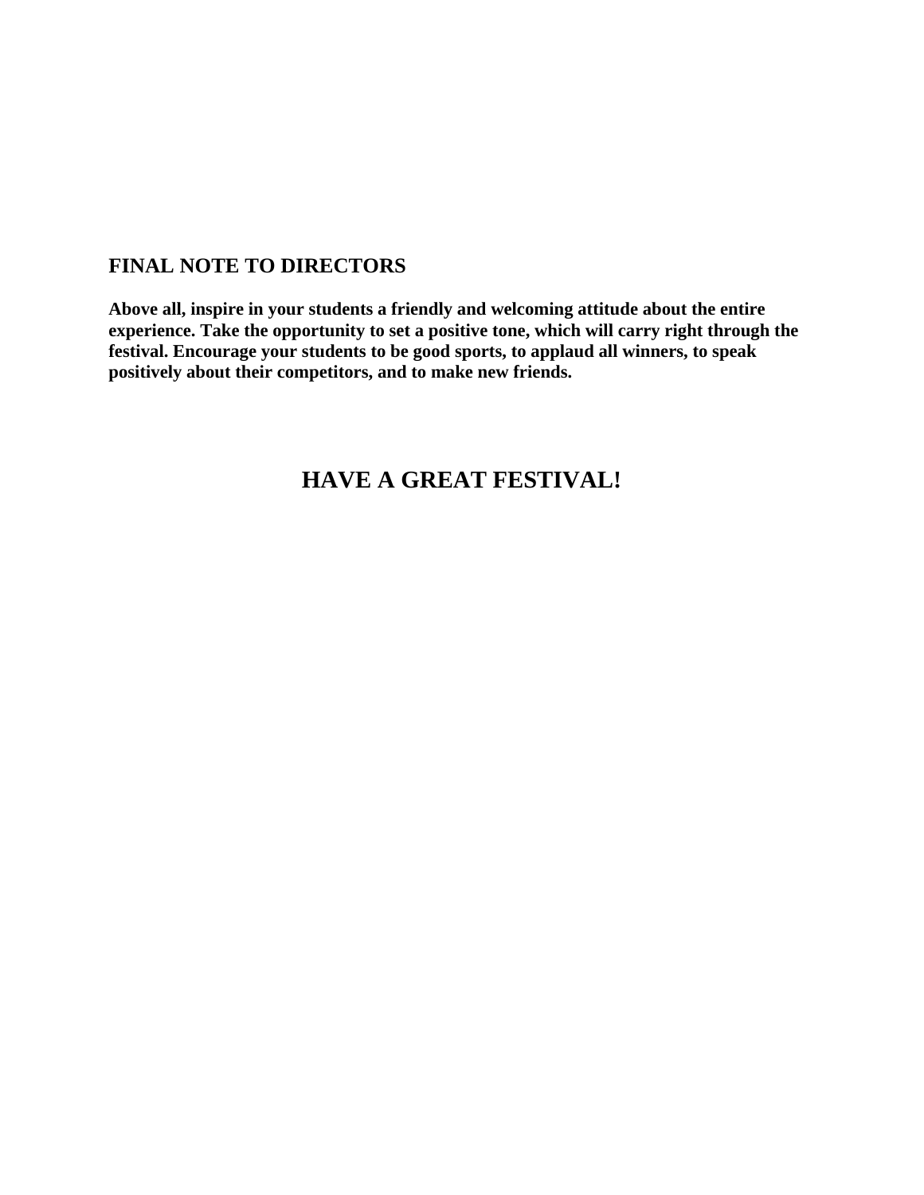## FINAL NOTE TO DIRECTORS

**Above all, inspire in your students a friendly and welcoming attitude about the entire experience. Take the opportunity to set a positive tone, which will carry right through the festival. Encourage your students to be good sports, to applaud all winners, to speak positively about their competitors, and to make new friends.**

# HAVE A GREAT FESTIVAL!